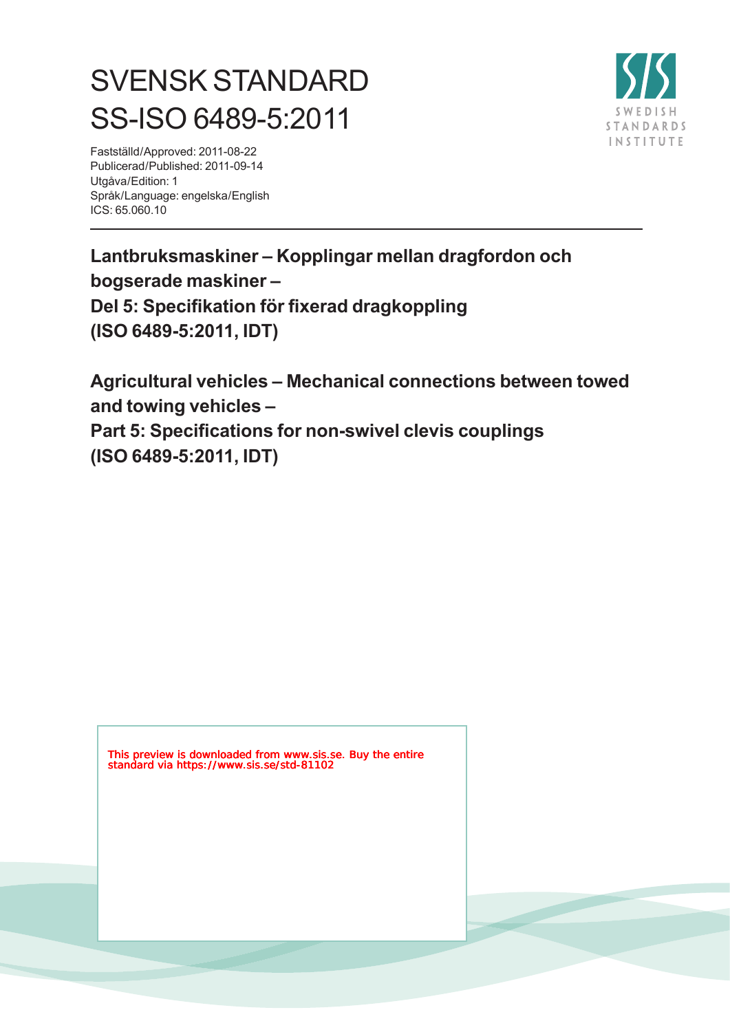# SVENSK STANDARD
# SS-ISO 6489-5:2011

Fastställd/Approved: 2011-08-22
Publicerad/Published: 2011-09-14
Utgåva/Edition: 1
Språk/Language: engelska/English
ICS: 65.060.10

SWEDISH STANDARDS INSTITUTE

---

**Lantbruksmaskiner – Kopplingar mellan dragfordon och bogserade maskiner –**
**Del 5: Specifikation för fixerad dragkoppling**
**(ISO 6489-5:2011, IDT)**

**Agricultural vehicles – Mechanical connections between towed and towing vehicles –**
**Part 5: Specifications for non-swivel clevis couplings**
**(ISO 6489-5:2011, IDT)**

This preview is downloaded from www.sis.se. Buy the entire standard via https://www.sis.se/std-81102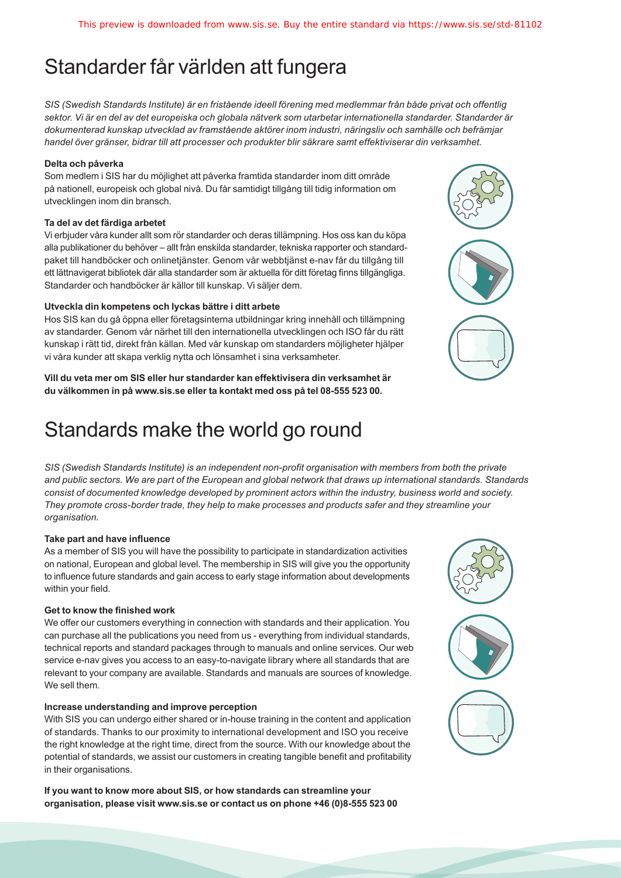# Standarder får världen att fungera

*SIS (Swedish Standards Institute) är en fristående ideell förening med medlemmar från både privat och offentlig sektor. Vi är en del av det europeiska och globala nätverk som utarbetar internationella standarder. Standarder är dokumenterad kunskap utvecklad av framstående aktörer inom industri, näringsliv och samhälle och befrämjar handel över gränser, bidrar till att processer och produkter blir säkrare samt effektiviserar din verksamhet.*

**Delta och påverka**

Som medlem i SIS har du möjlighet att påverka framtida standarder inom ditt område på nationell, europeisk och global nivå. Du får samtidigt tillgång till tidig information om utvecklingen inom din bransch.

**Ta del av det färdiga arbetet**

Vi erbjuder våra kunder allt som rör standarder och deras tillämpning. Hos oss kan du köpa alla publikationer du behöver – allt från enskilda standarder, tekniska rapporter och standardpaket till handböcker och onlinetjänster. Genom vår webbtjänst e-nav får du tillgång till ett lättnavigerat bibliotek där alla standarder som är aktuella för ditt företag finns tillgängliga. Standarder och handböcker är källor till kunskap. Vi säljer dem.

**Utveckla din kompetens och lyckas bättre i ditt arbete**

Hos SIS kan du gå öppna eller företagsinterna utbildningar kring innehåll och tillämpning av standarder. Genom vår närhet till den internationella utvecklingen och ISO får du rätt kunskap i rätt tid, direkt från källan. Med vår kunskap om standarders möjligheter hjälper vi våra kunder att skapa verklig nytta och lönsamhet i sina verksamheter.

**Vill du veta mer om SIS eller hur standarder kan effektivisera din verksamhet är du välkommen in på www.sis.se eller ta kontakt med oss på tel 08-555 523 00.**

# Standards make the world go round

*SIS (Swedish Standards Institute) is an independent non-profit organisation with members from both the private and public sectors. We are part of the European and global network that draws up international standards. Standards consist of documented knowledge developed by prominent actors within the industry, business world and society. They promote cross-border trade, they help to make processes and products safer and they streamline your organisation.*

**Take part and have influence**

As a member of SIS you will have the possibility to participate in standardization activities on national, European and global level. The membership in SIS will give you the opportunity to influence future standards and gain access to early stage information about developments within your field.

**Get to know the finished work**

We offer our customers everything in connection with standards and their application. You can purchase all the publications you need from us - everything from individual standards, technical reports and standard packages through to manuals and online services. Our web service e-nav gives you access to an easy-to-navigate library where all standards that are relevant to your company are available. Standards and manuals are sources of knowledge. We sell them.

**Increase understanding and improve perception**

With SIS you can undergo either shared or in-house training in the content and application of standards. Thanks to our proximity to international development and ISO you receive the right knowledge at the right time, direct from the source. With our knowledge about the potential of standards, we assist our customers in creating tangible benefit and profitability in their organisations.

**If you want to know more about SIS, or how standards can streamline your organisation, please visit www.sis.se or contact us on phone +46 (0)8-555 523 00**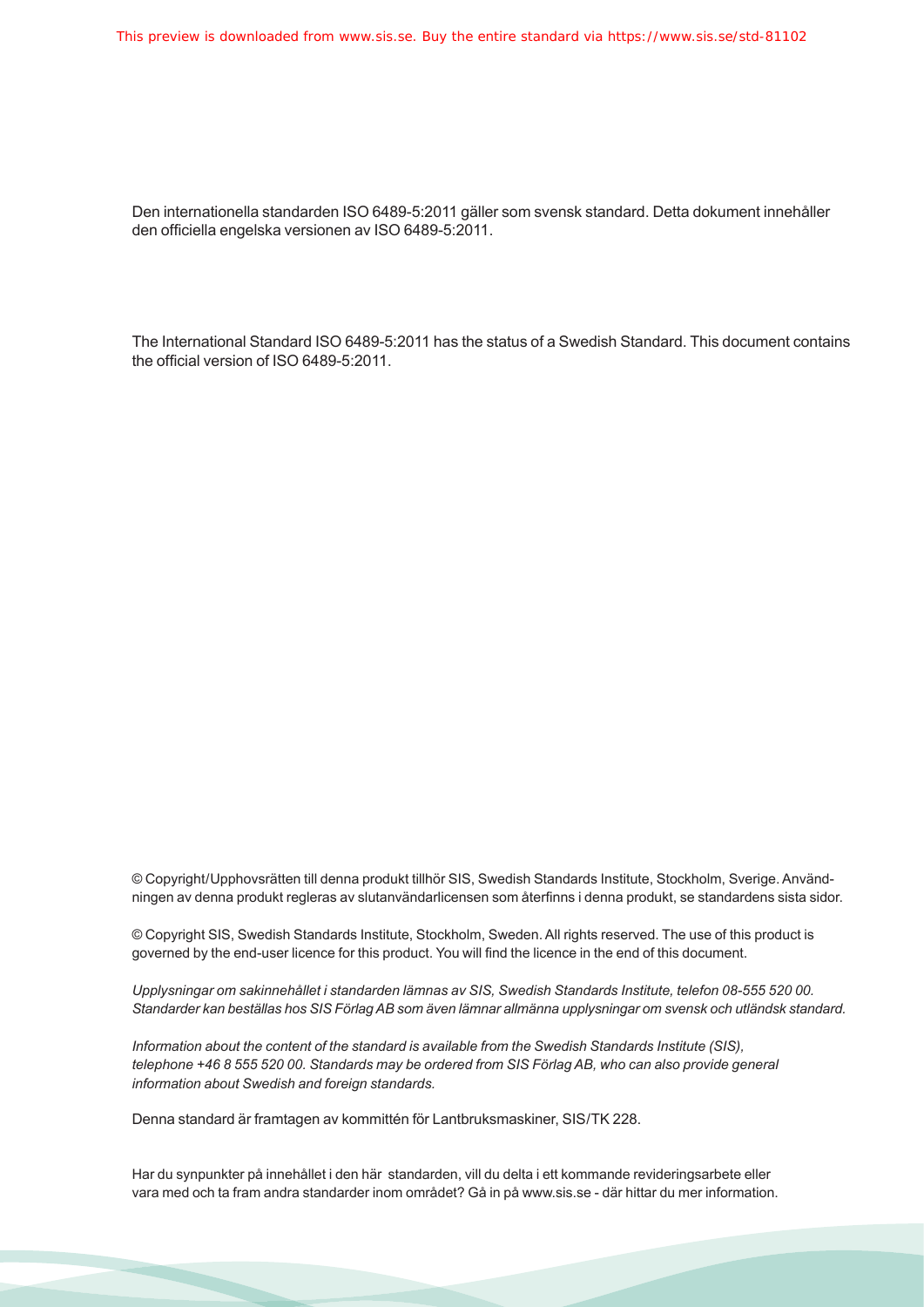Den internationella standarden ISO 6489-5:2011 gäller som svensk standard. Detta dokument innehåller den officiella engelska versionen av ISO 6489-5:2011.

The International Standard ISO 6489-5:2011 has the status of a Swedish Standard. This document contains the official version of ISO 6489-5:2011.

© Copyright/Upphovsrätten till denna produkt tillhör SIS, Swedish Standards Institute, Stockholm, Sverige. Användningen av denna produkt regleras av slutanvändarlicensen som återfinns i denna produkt, se standardens sista sidor.

© Copyright SIS, Swedish Standards Institute, Stockholm, Sweden. All rights reserved. The use of this product is governed by the end-user licence for this product. You will find the licence in the end of this document.

*Upplysningar om sakinnehållet i standarden lämnas av SIS, Swedish Standards Institute, telefon 08-555 520 00. Standarder kan beställas hos SIS Förlag AB som även lämnar allmänna upplysningar om svensk och utländsk standard.*

*Information about the content of the standard is available from the Swedish Standards Institute (SIS), telephone +46 8 555 520 00. Standards may be ordered from SIS Förlag AB, who can also provide general information about Swedish and foreign standards.*

Denna standard är framtagen av kommittén för Lantbruksmaskiner, SIS/TK 228.

Har du synpunkter på innehållet i den här standarden, vill du delta i ett kommande revideringsarbete eller vara med och ta fram andra standarder inom området? Gå in på www.sis.se - där hittar du mer information.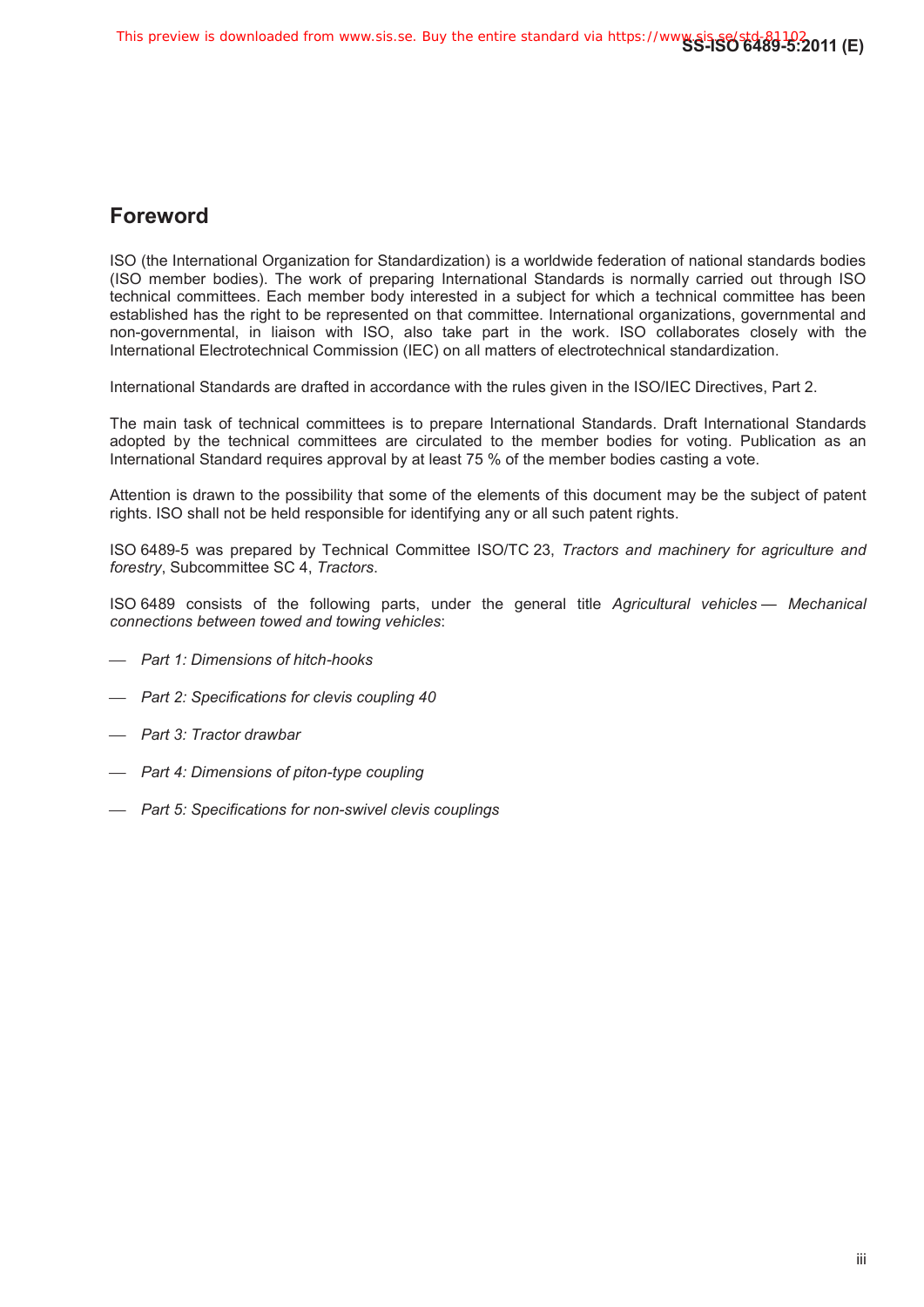## Foreword

ISO (the International Organization for Standardization) is a worldwide federation of national standards bodies (ISO member bodies). The work of preparing International Standards is normally carried out through ISO technical committees. Each member body interested in a subject for which a technical committee has been established has the right to be represented on that committee. International organizations, governmental and non-governmental, in liaison with ISO, also take part in the work. ISO collaborates closely with the International Electrotechnical Commission (IEC) on all matters of electrotechnical standardization.

International Standards are drafted in accordance with the rules given in the ISO/IEC Directives, Part 2.

The main task of technical committees is to prepare International Standards. Draft International Standards adopted by the technical committees are circulated to the member bodies for voting. Publication as an International Standard requires approval by at least 75 % of the member bodies casting a vote.

Attention is drawn to the possibility that some of the elements of this document may be the subject of patent rights. ISO shall not be held responsible for identifying any or all such patent rights.

ISO 6489-5 was prepared by Technical Committee ISO/TC 23, *Tractors and machinery for agriculture and forestry*, Subcommittee SC 4, *Tractors*.

ISO 6489 consists of the following parts, under the general title *Agricultural vehicles — Mechanical connections between towed and towing vehicles*:

- *Part 1: Dimensions of hitch-hooks*
- *Part 2: Specifications for clevis coupling 40*
- *Part 3: Tractor drawbar*
- *Part 4: Dimensions of piton-type coupling*
- *Part 5: Specifications for non-swivel clevis couplings*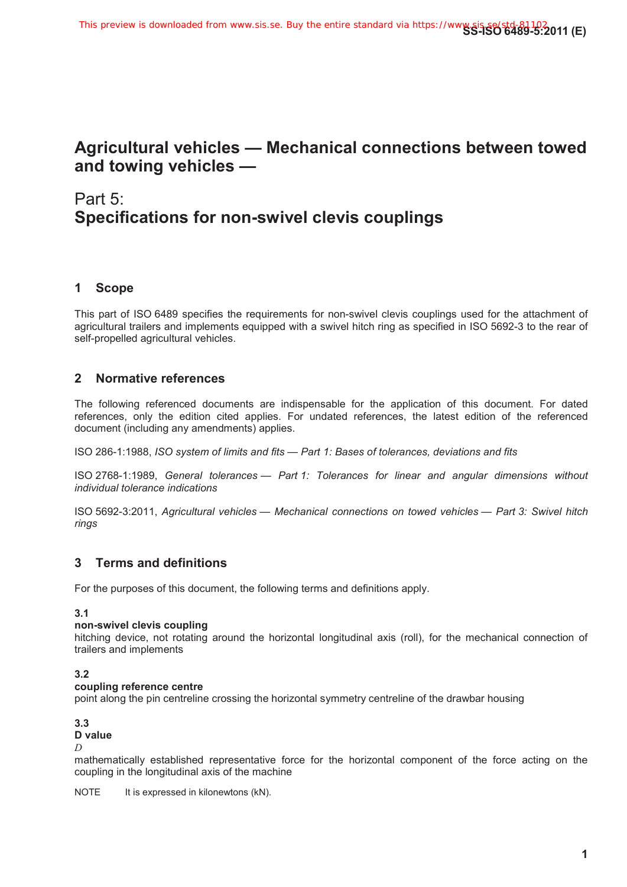# Agricultural vehicles — Mechanical connections between towed and towing vehicles —

## Part 5: Specifications for non-swivel clevis couplings

## 1 Scope

This part of ISO 6489 specifies the requirements for non-swivel clevis couplings used for the attachment of agricultural trailers and implements equipped with a swivel hitch ring as specified in ISO 5692-3 to the rear of self-propelled agricultural vehicles.

## 2 Normative references

The following referenced documents are indispensable for the application of this document. For dated references, only the edition cited applies. For undated references, the latest edition of the referenced document (including any amendments) applies.

ISO 286-1:1988, *ISO system of limits and fits — Part 1: Bases of tolerances, deviations and fits*

ISO 2768-1:1989, *General tolerances — Part 1: Tolerances for linear and angular dimensions without individual tolerance indications*

ISO 5692-3:2011, *Agricultural vehicles — Mechanical connections on towed vehicles — Part 3: Swivel hitch rings*

## 3 Terms and definitions

For the purposes of this document, the following terms and definitions apply.

**3.1**
**non-swivel clevis coupling**
hitching device, not rotating around the horizontal longitudinal axis (roll), for the mechanical connection of trailers and implements

**3.2**
**coupling reference centre**
point along the pin centreline crossing the horizontal symmetry centreline of the drawbar housing

**3.3**
**D value**
*D*
mathematically established representative force for the horizontal component of the force acting on the coupling in the longitudinal axis of the machine

NOTE It is expressed in kilonewtons (kN).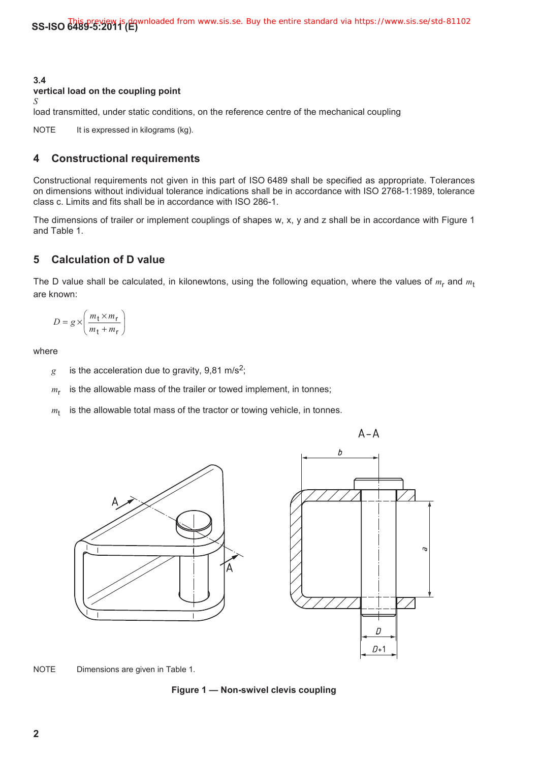**3.4**
**vertical load on the coupling point**
*S*
load transmitted, under static conditions, on the reference centre of the mechanical coupling

NOTE It is expressed in kilograms (kg).

## 4 Constructional requirements

Constructional requirements not given in this part of ISO 6489 shall be specified as appropriate. Tolerances on dimensions without individual tolerance indications shall be in accordance with ISO 2768-1:1989, tolerance class c. Limits and fits shall be in accordance with ISO 286-1.

The dimensions of trailer or implement couplings of shapes w, x, y and z shall be in accordance with Figure 1 and Table 1.

## 5 Calculation of D value

The D value shall be calculated, in kilonewtons, using the following equation, where the values of $m_r$ and $m_t$ are known:

$$D = g \times \left( \frac{m_t \times m_r}{m_t + m_r} \right)$$

where

- $g$ is the acceleration due to gravity, 9,81 m/s$^2$;
- $m_r$ is the allowable mass of the trailer or towed implement, in tonnes;
- $m_t$ is the allowable total mass of the tractor or towing vehicle, in tonnes.

A–A

A

A

b

a

D

D+1

NOTE Dimensions are given in Table 1.

**Figure 1 — Non-swivel clevis coupling**